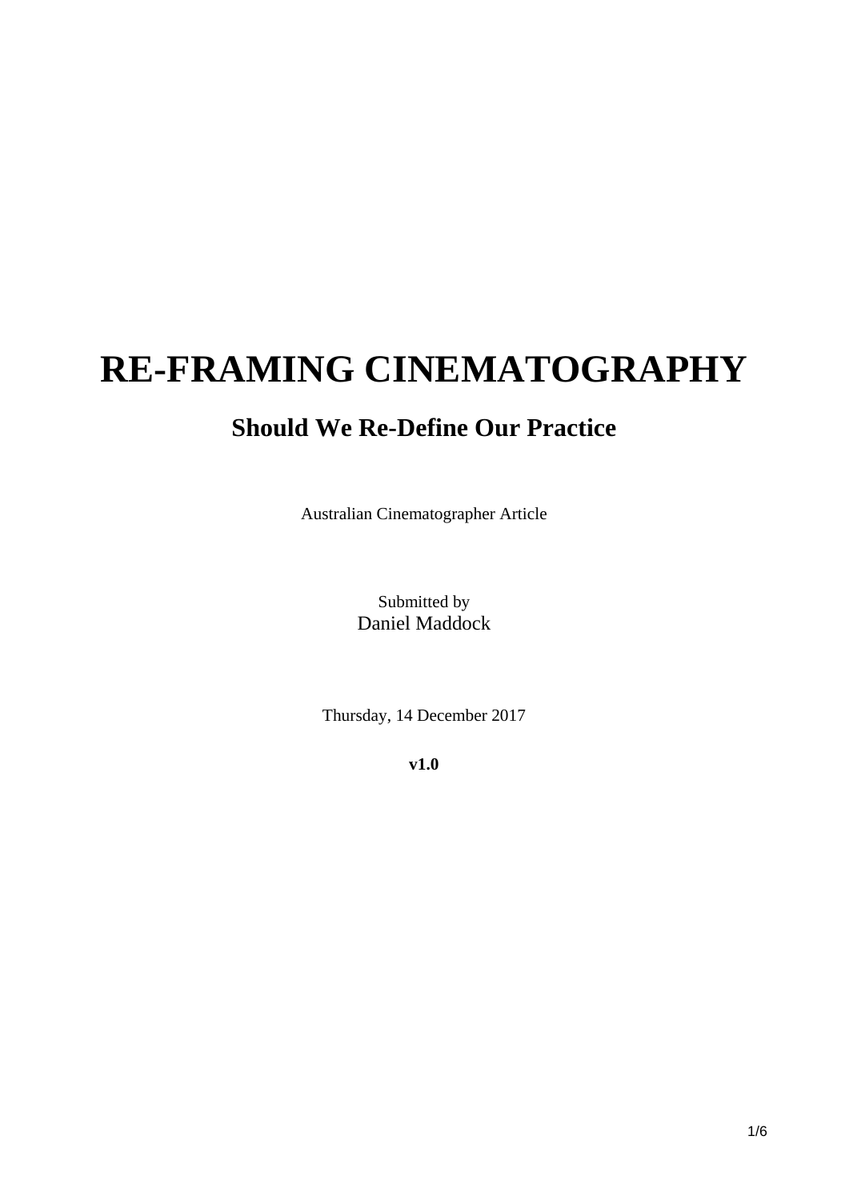# RE-FRAMING CINEMATOGRAPHY

## Should We Re-Define Our Practice

Australian Cinematographer Article

Submitted by
Daniel Maddock

Thursday, 14 December 2017

**v1.0**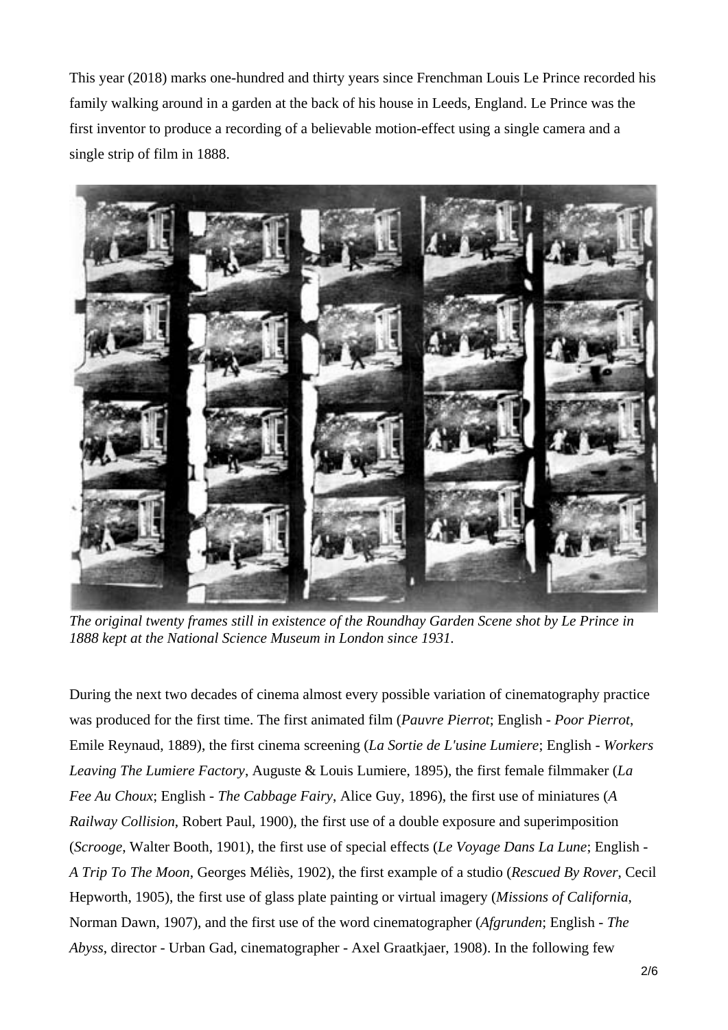This year (2018) marks one-hundred and thirty years since Frenchman Louis Le Prince recorded his family walking around in a garden at the back of his house in Leeds, England. Le Prince was the first inventor to produce a recording of a believable motion-effect using a single camera and a single strip of film in 1888.

*The original twenty frames still in existence of the Roundhay Garden Scene shot by Le Prince in 1888 kept at the National Science Museum in London since 1931.*

During the next two decades of cinema almost every possible variation of cinematography practice was produced for the first time. The first animated film (*Pauvre Pierrot*; English - *Poor Pierrot*, Emile Reynaud, 1889), the first cinema screening (*La Sortie de L'usine Lumiere*; English - *Workers Leaving The Lumiere Factory*, Auguste & Louis Lumiere, 1895), the first female filmmaker (*La Fee Au Choux*; English - *The Cabbage Fairy*, Alice Guy, 1896), the first use of miniatures (*A Railway Collision*, Robert Paul, 1900), the first use of a double exposure and superimposition (*Scrooge*, Walter Booth, 1901), the first use of special effects (*Le Voyage Dans La Lune*; English - *A Trip To The Moon*, Georges Méliès, 1902), the first example of a studio (*Rescued By Rover*, Cecil Hepworth, 1905), the first use of glass plate painting or virtual imagery (*Missions of California*, Norman Dawn, 1907), and the first use of the word cinematographer (*Afgrunden*; English - *The Abyss*, director - Urban Gad, cinematographer - Axel Graatkjaer, 1908). In the following few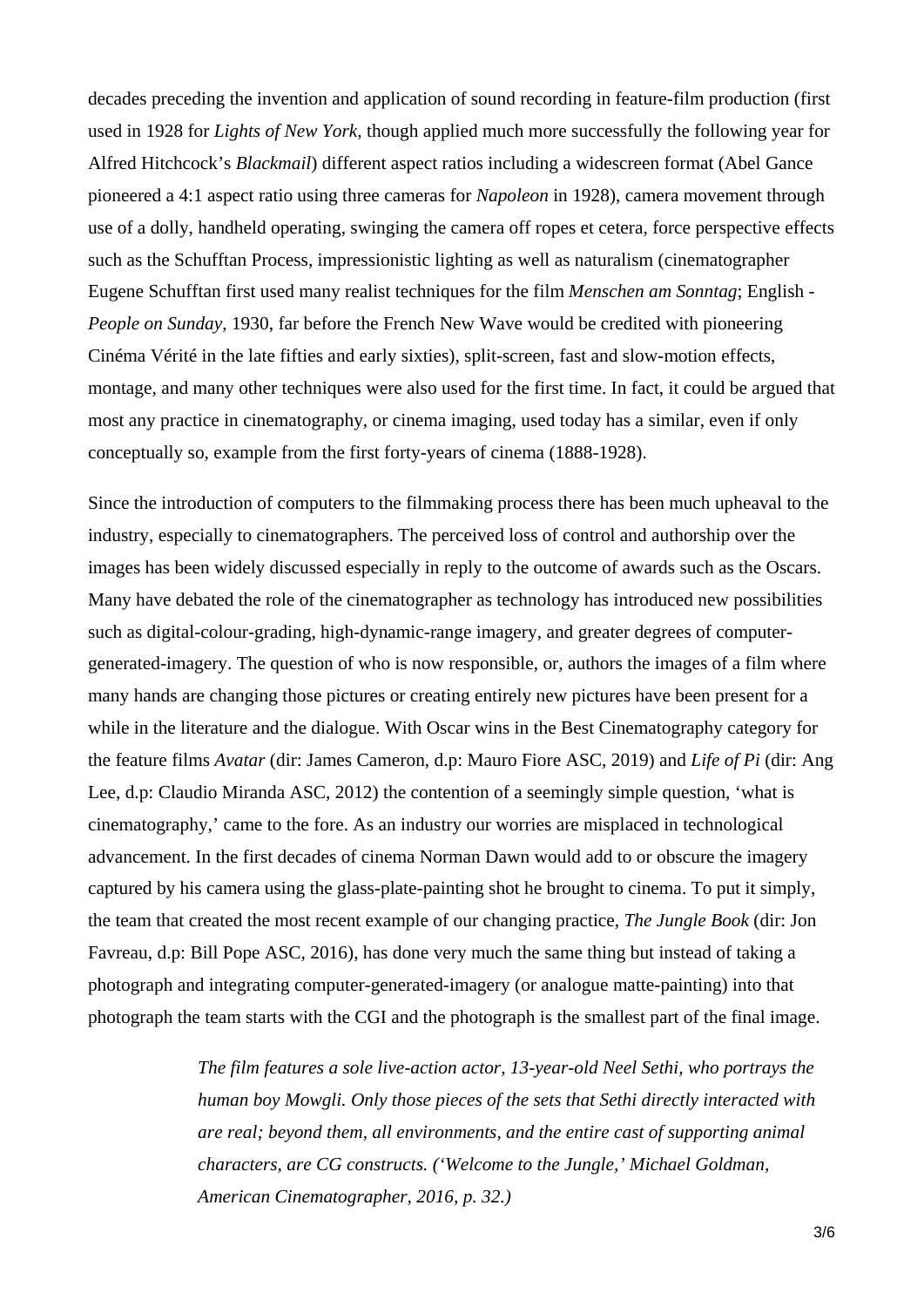decades preceding the invention and application of sound recording in feature-film production (first used in 1928 for *Lights of New York*, though applied much more successfully the following year for Alfred Hitchcock's *Blackmail*) different aspect ratios including a widescreen format (Abel Gance pioneered a 4:1 aspect ratio using three cameras for *Napoleon* in 1928), camera movement through use of a dolly, handheld operating, swinging the camera off ropes et cetera, force perspective effects such as the Schufftan Process, impressionistic lighting as well as naturalism (cinematographer Eugene Schufftan first used many realist techniques for the film *Menschen am Sonntag*; English - *People on Sunday*, 1930, far before the French New Wave would be credited with pioneering Cinéma Vérité in the late fifties and early sixties), split-screen, fast and slow-motion effects, montage, and many other techniques were also used for the first time. In fact, it could be argued that most any practice in cinematography, or cinema imaging, used today has a similar, even if only conceptually so, example from the first forty-years of cinema (1888-1928).

Since the introduction of computers to the filmmaking process there has been much upheaval to the industry, especially to cinematographers. The perceived loss of control and authorship over the images has been widely discussed especially in reply to the outcome of awards such as the Oscars. Many have debated the role of the cinematographer as technology has introduced new possibilities such as digital-colour-grading, high-dynamic-range imagery, and greater degrees of computer-generated-imagery. The question of who is now responsible, or, authors the images of a film where many hands are changing those pictures or creating entirely new pictures have been present for a while in the literature and the dialogue. With Oscar wins in the Best Cinematography category for the feature films *Avatar* (dir: James Cameron, d.p: Mauro Fiore ASC, 2019) and *Life of Pi* (dir: Ang Lee, d.p: Claudio Miranda ASC, 2012) the contention of a seemingly simple question, 'what is cinematography,' came to the fore. As an industry our worries are misplaced in technological advancement. In the first decades of cinema Norman Dawn would add to or obscure the imagery captured by his camera using the glass-plate-painting shot he brought to cinema. To put it simply, the team that created the most recent example of our changing practice, *The Jungle Book* (dir: Jon Favreau, d.p: Bill Pope ASC, 2016), has done very much the same thing but instead of taking a photograph and integrating computer-generated-imagery (or analogue matte-painting) into that photograph the team starts with the CGI and the photograph is the smallest part of the final image.

> *The film features a sole live-action actor, 13-year-old Neel Sethi, who portrays the human boy Mowgli. Only those pieces of the sets that Sethi directly interacted with are real; beyond them, all environments, and the entire cast of supporting animal characters, are CG constructs. ('Welcome to the Jungle,' Michael Goldman, American Cinematographer, 2016, p. 32.)*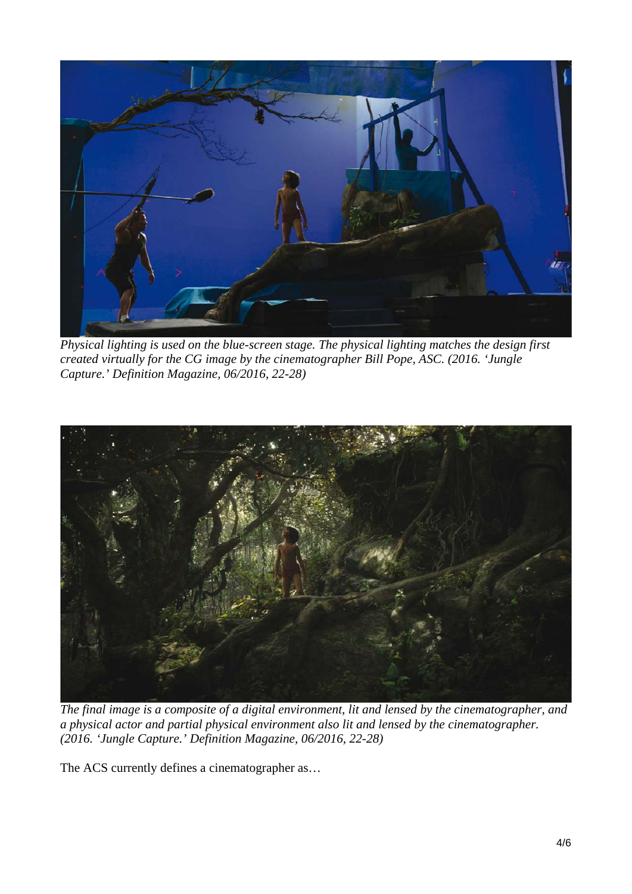*Physical lighting is used on the blue-screen stage. The physical lighting matches the design first created virtually for the CG image by the cinematographer Bill Pope, ASC. (2016. 'Jungle Capture.' Definition Magazine, 06/2016, 22-28)*

*The final image is a composite of a digital environment, lit and lensed by the cinematographer, and a physical actor and partial physical environment also lit and lensed by the cinematographer. (2016. 'Jungle Capture.' Definition Magazine, 06/2016, 22-28)*

The ACS currently defines a cinematographer as…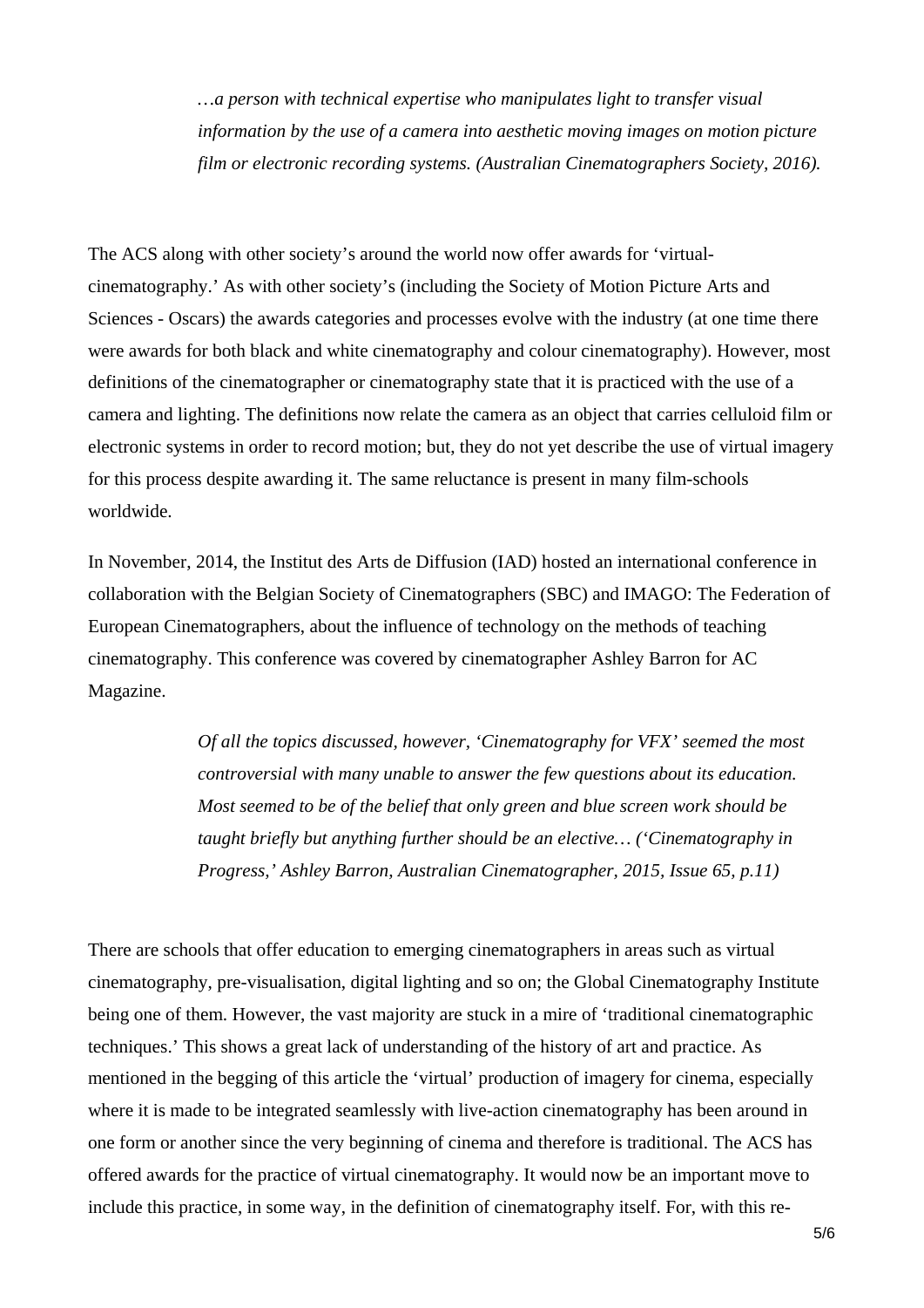> *…a person with technical expertise who manipulates light to transfer visual information by the use of a camera into aesthetic moving images on motion picture film or electronic recording systems. (Australian Cinematographers Society, 2016).*

The ACS along with other society's around the world now offer awards for 'virtual-cinematography.' As with other society's (including the Society of Motion Picture Arts and Sciences - Oscars) the awards categories and processes evolve with the industry (at one time there were awards for both black and white cinematography and colour cinematography). However, most definitions of the cinematographer or cinematography state that it is practiced with the use of a camera and lighting. The definitions now relate the camera as an object that carries celluloid film or electronic systems in order to record motion; but, they do not yet describe the use of virtual imagery for this process despite awarding it. The same reluctance is present in many film-schools worldwide.

In November, 2014, the Institut des Arts de Diffusion (IAD) hosted an international conference in collaboration with the Belgian Society of Cinematographers (SBC) and IMAGO: The Federation of European Cinematographers, about the influence of technology on the methods of teaching cinematography. This conference was covered by cinematographer Ashley Barron for AC Magazine.

> *Of all the topics discussed, however, 'Cinematography for VFX' seemed the most controversial with many unable to answer the few questions about its education. Most seemed to be of the belief that only green and blue screen work should be taught briefly but anything further should be an elective… ('Cinematography in Progress,' Ashley Barron, Australian Cinematographer, 2015, Issue 65, p.11)*

There are schools that offer education to emerging cinematographers in areas such as virtual cinematography, pre-visualisation, digital lighting and so on; the Global Cinematography Institute being one of them. However, the vast majority are stuck in a mire of 'traditional cinematographic techniques.' This shows a great lack of understanding of the history of art and practice. As mentioned in the begging of this article the 'virtual' production of imagery for cinema, especially where it is made to be integrated seamlessly with live-action cinematography has been around in one form or another since the very beginning of cinema and therefore is traditional. The ACS has offered awards for the practice of virtual cinematography. It would now be an important move to include this practice, in some way, in the definition of cinematography itself. For, with this re-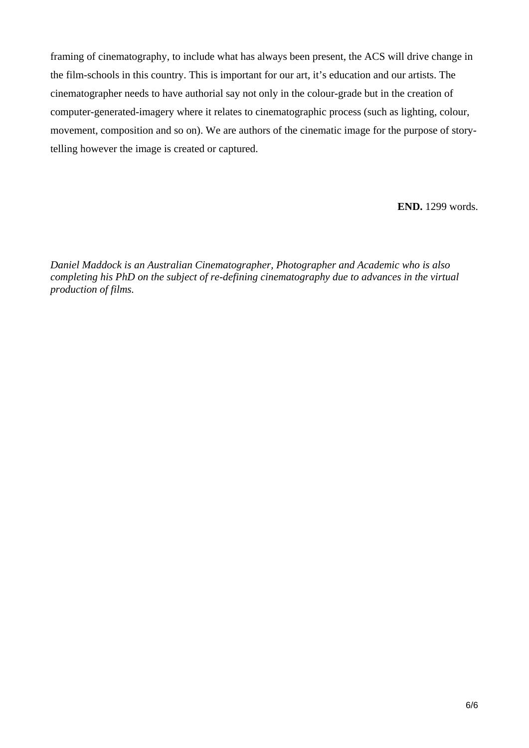framing of cinematography, to include what has always been present, the ACS will drive change in the film-schools in this country. This is important for our art, it's education and our artists. The cinematographer needs to have authorial say not only in the colour-grade but in the creation of computer-generated-imagery where it relates to cinematographic process (such as lighting, colour, movement, composition and so on). We are authors of the cinematic image for the purpose of story-telling however the image is created or captured.

**END.** 1299 words.

*Daniel Maddock is an Australian Cinematographer, Photographer and Academic who is also completing his PhD on the subject of re-defining cinematography due to advances in the virtual production of films.*